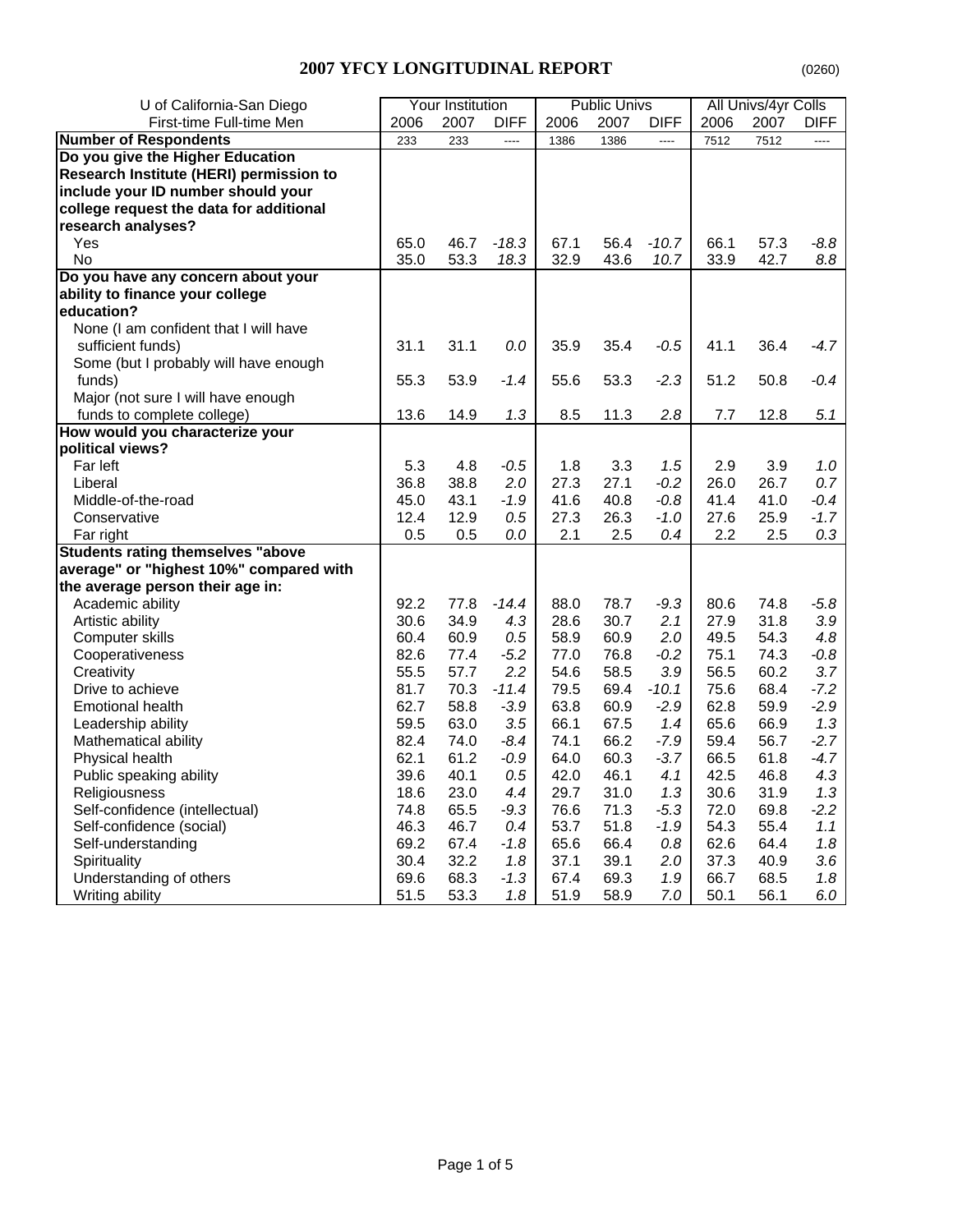# 2007 YFCY LONGITUDINAL REPORT

(0260)

| U of California-San Diego | Your Institution | | | Public Univs | | | All Univs/4yr Colls | | |
|---|---|---|---|---|---|---|---|---|---|
| First-time Full-time Men | 2006 | 2007 | DIFF | 2006 | 2007 | DIFF | 2006 | 2007 | DIFF |
| **Number of Respondents** | 233 | 233 | ---- | 1386 | 1386 | ---- | 7512 | 7512 | ---- |
| **Do you give the Higher Education Research Institute (HERI) permission to include your ID number should your college request the data for additional research analyses?** | | | | | | | | | |
| Yes | 65.0 | 46.7 | *-18.3* | 67.1 | 56.4 | *-10.7* | 66.1 | 57.3 | *-8.8* |
| No | 35.0 | 53.3 | *18.3* | 32.9 | 43.6 | *10.7* | 33.9 | 42.7 | *8.8* |
| **Do you have any concern about your ability to finance your college education?** | | | | | | | | | |
| None (I am confident that I will have sufficient funds) | 31.1 | 31.1 | *0.0* | 35.9 | 35.4 | *-0.5* | 41.1 | 36.4 | *-4.7* |
| Some (but I probably will have enough funds) | 55.3 | 53.9 | *-1.4* | 55.6 | 53.3 | *-2.3* | 51.2 | 50.8 | *-0.4* |
| Major (not sure I will have enough funds to complete college) | 13.6 | 14.9 | *1.3* | 8.5 | 11.3 | *2.8* | 7.7 | 12.8 | *5.1* |
| **How would you characterize your political views?** | | | | | | | | | |
| Far left | 5.3 | 4.8 | *-0.5* | 1.8 | 3.3 | *1.5* | 2.9 | 3.9 | *1.0* |
| Liberal | 36.8 | 38.8 | *2.0* | 27.3 | 27.1 | *-0.2* | 26.0 | 26.7 | *0.7* |
| Middle-of-the-road | 45.0 | 43.1 | *-1.9* | 41.6 | 40.8 | *-0.8* | 41.4 | 41.0 | *-0.4* |
| Conservative | 12.4 | 12.9 | *0.5* | 27.3 | 26.3 | *-1.0* | 27.6 | 25.9 | *-1.7* |
| Far right | 0.5 | 0.5 | *0.0* | 2.1 | 2.5 | *0.4* | 2.2 | 2.5 | *0.3* |
| **Students rating themselves "above average" or "highest 10%" compared with the average person their age in:** | | | | | | | | | |
| Academic ability | 92.2 | 77.8 | *-14.4* | 88.0 | 78.7 | *-9.3* | 80.6 | 74.8 | *-5.8* |
| Artistic ability | 30.6 | 34.9 | *4.3* | 28.6 | 30.7 | *2.1* | 27.9 | 31.8 | *3.9* |
| Computer skills | 60.4 | 60.9 | *0.5* | 58.9 | 60.9 | *2.0* | 49.5 | 54.3 | *4.8* |
| Cooperativeness | 82.6 | 77.4 | *-5.2* | 77.0 | 76.8 | *-0.2* | 75.1 | 74.3 | *-0.8* |
| Creativity | 55.5 | 57.7 | *2.2* | 54.6 | 58.5 | *3.9* | 56.5 | 60.2 | *3.7* |
| Drive to achieve | 81.7 | 70.3 | *-11.4* | 79.5 | 69.4 | *-10.1* | 75.6 | 68.4 | *-7.2* |
| Emotional health | 62.7 | 58.8 | *-3.9* | 63.8 | 60.9 | *-2.9* | 62.8 | 59.9 | *-2.9* |
| Leadership ability | 59.5 | 63.0 | *3.5* | 66.1 | 67.5 | *1.4* | 65.6 | 66.9 | *1.3* |
| Mathematical ability | 82.4 | 74.0 | *-8.4* | 74.1 | 66.2 | *-7.9* | 59.4 | 56.7 | *-2.7* |
| Physical health | 62.1 | 61.2 | *-0.9* | 64.0 | 60.3 | *-3.7* | 66.5 | 61.8 | *-4.7* |
| Public speaking ability | 39.6 | 40.1 | *0.5* | 42.0 | 46.1 | *4.1* | 42.5 | 46.8 | *4.3* |
| Religiousness | 18.6 | 23.0 | *4.4* | 29.7 | 31.0 | *1.3* | 30.6 | 31.9 | *1.3* |
| Self-confidence (intellectual) | 74.8 | 65.5 | *-9.3* | 76.6 | 71.3 | *-5.3* | 72.0 | 69.8 | *-2.2* |
| Self-confidence (social) | 46.3 | 46.7 | *0.4* | 53.7 | 51.8 | *-1.9* | 54.3 | 55.4 | *1.1* |
| Self-understanding | 69.2 | 67.4 | *-1.8* | 65.6 | 66.4 | *0.8* | 62.6 | 64.4 | *1.8* |
| Spirituality | 30.4 | 32.2 | *1.8* | 37.1 | 39.1 | *2.0* | 37.3 | 40.9 | *3.6* |
| Understanding of others | 69.6 | 68.3 | *-1.3* | 67.4 | 69.3 | *1.9* | 66.7 | 68.5 | *1.8* |
| Writing ability | 51.5 | 53.3 | *1.8* | 51.9 | 58.9 | *7.0* | 50.1 | 56.1 | *6.0* |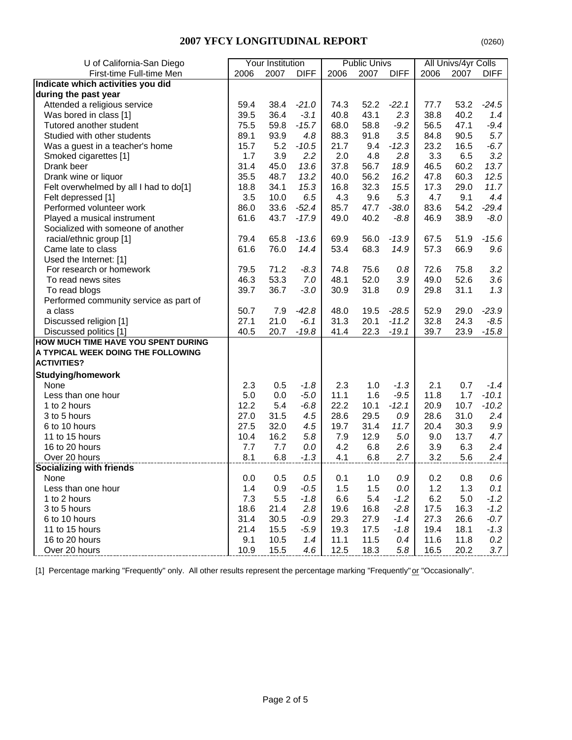# 2007 YFCY LONGITUDINAL REPORT

(0260)

| U of California-San Diego | Your Institution | | | Public Univs | | | All Univs/4yr Colls | | |
|---|---|---|---|---|---|---|---|---|---|
| First-time Full-time Men | 2006 | 2007 | DIFF | 2006 | 2007 | DIFF | 2006 | 2007 | DIFF |
| **Indicate which activities you did during the past year** | | | | | | | | | |
| Attended a religious service | 59.4 | 38.4 | *-21.0* | 74.3 | 52.2 | *-22.1* | 77.7 | 53.2 | *-24.5* |
| Was bored in class [1] | 39.5 | 36.4 | *-3.1* | 40.8 | 43.1 | *2.3* | 38.8 | 40.2 | *1.4* |
| Tutored another student | 75.5 | 59.8 | *-15.7* | 68.0 | 58.8 | *-9.2* | 56.5 | 47.1 | *-9.4* |
| Studied with other students | 89.1 | 93.9 | *4.8* | 88.3 | 91.8 | *3.5* | 84.8 | 90.5 | *5.7* |
| Was a guest in a teacher's home | 15.7 | 5.2 | *-10.5* | 21.7 | 9.4 | *-12.3* | 23.2 | 16.5 | *-6.7* |
| Smoked cigarettes [1] | 1.7 | 3.9 | *2.2* | 2.0 | 4.8 | *2.8* | 3.3 | 6.5 | *3.2* |
| Drank beer | 31.4 | 45.0 | *13.6* | 37.8 | 56.7 | *18.9* | 46.5 | 60.2 | *13.7* |
| Drank wine or liquor | 35.5 | 48.7 | *13.2* | 40.0 | 56.2 | *16.2* | 47.8 | 60.3 | *12.5* |
| Felt overwhelmed by all I had to do[1] | 18.8 | 34.1 | *15.3* | 16.8 | 32.3 | *15.5* | 17.3 | 29.0 | *11.7* |
| Felt depressed [1] | 3.5 | 10.0 | *6.5* | 4.3 | 9.6 | *5.3* | 4.7 | 9.1 | *4.4* |
| Performed volunteer work | 86.0 | 33.6 | *-52.4* | 85.7 | 47.7 | *-38.0* | 83.6 | 54.2 | *-29.4* |
| Played a musical instrument | 61.6 | 43.7 | *-17.9* | 49.0 | 40.2 | *-8.8* | 46.9 | 38.9 | *-8.0* |
| Socialized with someone of another racial/ethnic group [1] | 79.4 | 65.8 | *-13.6* | 69.9 | 56.0 | *-13.9* | 67.5 | 51.9 | *-15.6* |
| Came late to class | 61.6 | 76.0 | *14.4* | 53.4 | 68.3 | *14.9* | 57.3 | 66.9 | *9.6* |
| Used the Internet: [1] | | | | | | | | | |
| For research or homework | 79.5 | 71.2 | *-8.3* | 74.8 | 75.6 | *0.8* | 72.6 | 75.8 | *3.2* |
| To read news sites | 46.3 | 53.3 | *7.0* | 48.1 | 52.0 | *3.9* | 49.0 | 52.6 | *3.6* |
| To read blogs | 39.7 | 36.7 | *-3.0* | 30.9 | 31.8 | *0.9* | 29.8 | 31.1 | *1.3* |
| Performed community service as part of a class | 50.7 | 7.9 | *-42.8* | 48.0 | 19.5 | *-28.5* | 52.9 | 29.0 | *-23.9* |
| Discussed religion [1] | 27.1 | 21.0 | *-6.1* | 31.3 | 20.1 | *-11.2* | 32.8 | 24.3 | *-8.5* |
| Discussed politics [1] | 40.5 | 20.7 | *-19.8* | 41.4 | 22.3 | *-19.1* | 39.7 | 23.9 | *-15.8* |
| **HOW MUCH TIME HAVE YOU SPENT DURING A TYPICAL WEEK DOING THE FOLLOWING ACTIVITIES?** | | | | | | | | | |
| **Studying/homework** | | | | | | | | | |
| None | 2.3 | 0.5 | *-1.8* | 2.3 | 1.0 | *-1.3* | 2.1 | 0.7 | *-1.4* |
| Less than one hour | 5.0 | 0.0 | *-5.0* | 11.1 | 1.6 | *-9.5* | 11.8 | 1.7 | *-10.1* |
| 1 to 2 hours | 12.2 | 5.4 | *-6.8* | 22.2 | 10.1 | *-12.1* | 20.9 | 10.7 | *-10.2* |
| 3 to 5 hours | 27.0 | 31.5 | *4.5* | 28.6 | 29.5 | *0.9* | 28.6 | 31.0 | *2.4* |
| 6 to 10 hours | 27.5 | 32.0 | *4.5* | 19.7 | 31.4 | *11.7* | 20.4 | 30.3 | *9.9* |
| 11 to 15 hours | 10.4 | 16.2 | *5.8* | 7.9 | 12.9 | *5.0* | 9.0 | 13.7 | *4.7* |
| 16 to 20 hours | 7.7 | 7.7 | *0.0* | 4.2 | 6.8 | *2.6* | 3.9 | 6.3 | *2.4* |
| Over 20 hours | 8.1 | 6.8 | *-1.3* | 4.1 | 6.8 | *2.7* | 3.2 | 5.6 | *2.4* |
| **Socializing with friends** | | | | | | | | | |
| None | 0.0 | 0.5 | *0.5* | 0.1 | 1.0 | *0.9* | 0.2 | 0.8 | *0.6* |
| Less than one hour | 1.4 | 0.9 | *-0.5* | 1.5 | 1.5 | *0.0* | 1.2 | 1.3 | *0.1* |
| 1 to 2 hours | 7.3 | 5.5 | *-1.8* | 6.6 | 5.4 | *-1.2* | 6.2 | 5.0 | *-1.2* |
| 3 to 5 hours | 18.6 | 21.4 | *2.8* | 19.6 | 16.8 | *-2.8* | 17.5 | 16.3 | *-1.2* |
| 6 to 10 hours | 31.4 | 30.5 | *-0.9* | 29.3 | 27.9 | *-1.4* | 27.3 | 26.6 | *-0.7* |
| 11 to 15 hours | 21.4 | 15.5 | *-5.9* | 19.3 | 17.5 | *-1.8* | 19.4 | 18.1 | *-1.3* |
| 16 to 20 hours | 9.1 | 10.5 | *1.4* | 11.1 | 11.5 | *0.4* | 11.6 | 11.8 | *0.2* |
| Over 20 hours | 10.9 | 15.5 | *4.6* | 12.5 | 18.3 | *5.8* | 16.5 | 20.2 | *3.7* |

[1] Percentage marking "Frequently" only. All other results represent the percentage marking "Frequently" or "Occasionally".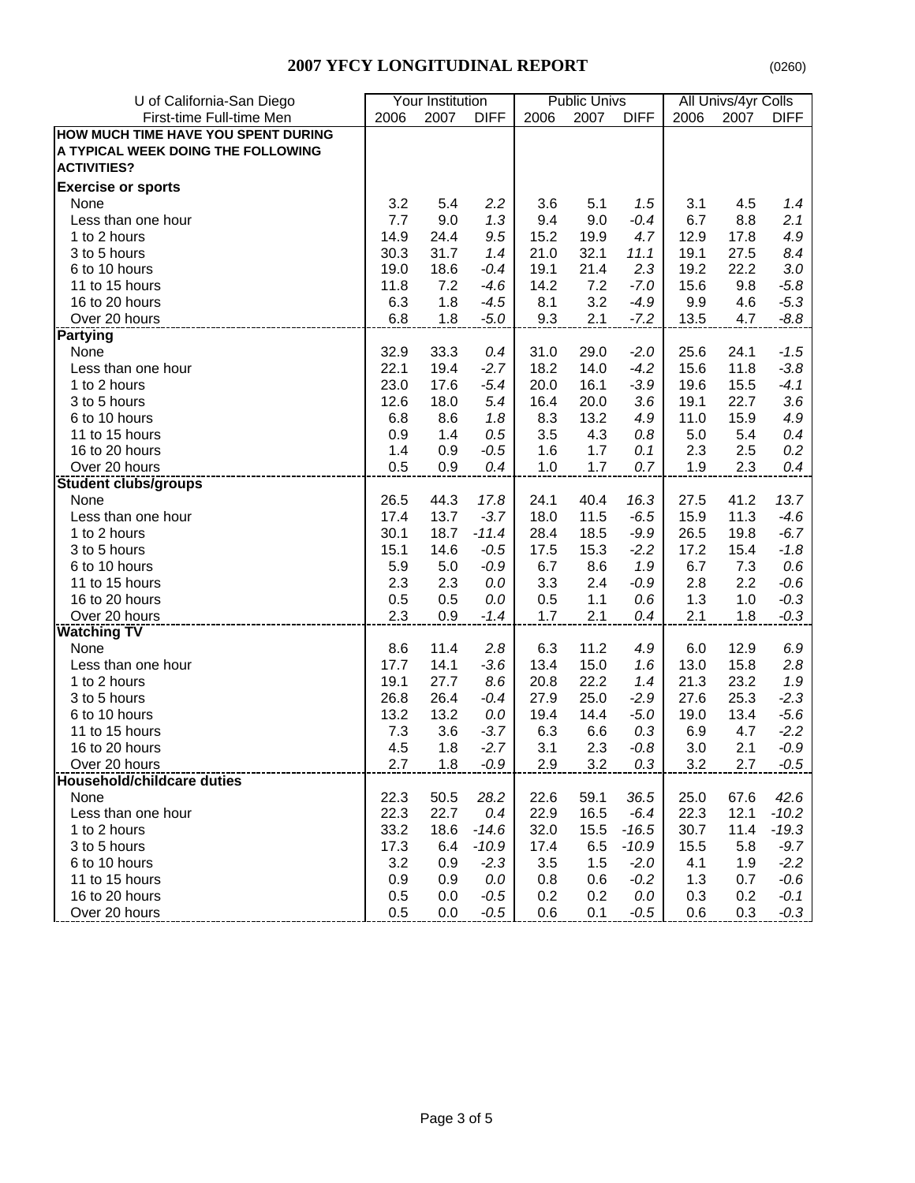## 2007 YFCY LONGITUDINAL REPORT

(0260)

| U of California-San Diego | Your Institution | | | Public Univs | | | All Univs/4yr Colls | | |
|---|---|---|---|---|---|---|---|---|---|
| First-time Full-time Men | 2006 | 2007 | DIFF | 2006 | 2007 | DIFF | 2006 | 2007 | DIFF |
| **HOW MUCH TIME HAVE YOU SPENT DURING A TYPICAL WEEK DOING THE FOLLOWING ACTIVITIES?** | | | | | | | | | |
| **Exercise or sports** | | | | | | | | | |
| None | 3.2 | 5.4 | *2.2* | 3.6 | 5.1 | *1.5* | 3.1 | 4.5 | *1.4* |
| Less than one hour | 7.7 | 9.0 | *1.3* | 9.4 | 9.0 | *-0.4* | 6.7 | 8.8 | *2.1* |
| 1 to 2 hours | 14.9 | 24.4 | *9.5* | 15.2 | 19.9 | *4.7* | 12.9 | 17.8 | *4.9* |
| 3 to 5 hours | 30.3 | 31.7 | *1.4* | 21.0 | 32.1 | *11.1* | 19.1 | 27.5 | *8.4* |
| 6 to 10 hours | 19.0 | 18.6 | *-0.4* | 19.1 | 21.4 | *2.3* | 19.2 | 22.2 | *3.0* |
| 11 to 15 hours | 11.8 | 7.2 | *-4.6* | 14.2 | 7.2 | *-7.0* | 15.6 | 9.8 | *-5.8* |
| 16 to 20 hours | 6.3 | 1.8 | *-4.5* | 8.1 | 3.2 | *-4.9* | 9.9 | 4.6 | *-5.3* |
| Over 20 hours | 6.8 | 1.8 | *-5.0* | 9.3 | 2.1 | *-7.2* | 13.5 | 4.7 | *-8.8* |
| **Partying** | | | | | | | | | |
| None | 32.9 | 33.3 | *0.4* | 31.0 | 29.0 | *-2.0* | 25.6 | 24.1 | *-1.5* |
| Less than one hour | 22.1 | 19.4 | *-2.7* | 18.2 | 14.0 | *-4.2* | 15.6 | 11.8 | *-3.8* |
| 1 to 2 hours | 23.0 | 17.6 | *-5.4* | 20.0 | 16.1 | *-3.9* | 19.6 | 15.5 | *-4.1* |
| 3 to 5 hours | 12.6 | 18.0 | *5.4* | 16.4 | 20.0 | *3.6* | 19.1 | 22.7 | *3.6* |
| 6 to 10 hours | 6.8 | 8.6 | *1.8* | 8.3 | 13.2 | *4.9* | 11.0 | 15.9 | *4.9* |
| 11 to 15 hours | 0.9 | 1.4 | *0.5* | 3.5 | 4.3 | *0.8* | 5.0 | 5.4 | *0.4* |
| 16 to 20 hours | 1.4 | 0.9 | *-0.5* | 1.6 | 1.7 | *0.1* | 2.3 | 2.5 | *0.2* |
| Over 20 hours | 0.5 | 0.9 | *0.4* | 1.0 | 1.7 | *0.7* | 1.9 | 2.3 | *0.4* |
| **Student clubs/groups** | | | | | | | | | |
| None | 26.5 | 44.3 | *17.8* | 24.1 | 40.4 | *16.3* | 27.5 | 41.2 | *13.7* |
| Less than one hour | 17.4 | 13.7 | *-3.7* | 18.0 | 11.5 | *-6.5* | 15.9 | 11.3 | *-4.6* |
| 1 to 2 hours | 30.1 | 18.7 | *-11.4* | 28.4 | 18.5 | *-9.9* | 26.5 | 19.8 | *-6.7* |
| 3 to 5 hours | 15.1 | 14.6 | *-0.5* | 17.5 | 15.3 | *-2.2* | 17.2 | 15.4 | *-1.8* |
| 6 to 10 hours | 5.9 | 5.0 | *-0.9* | 6.7 | 8.6 | *1.9* | 6.7 | 7.3 | *0.6* |
| 11 to 15 hours | 2.3 | 2.3 | *0.0* | 3.3 | 2.4 | *-0.9* | 2.8 | 2.2 | *-0.6* |
| 16 to 20 hours | 0.5 | 0.5 | *0.0* | 0.5 | 1.1 | *0.6* | 1.3 | 1.0 | *-0.3* |
| Over 20 hours | 2.3 | 0.9 | *-1.4* | 1.7 | 2.1 | *0.4* | 2.1 | 1.8 | *-0.3* |
| **Watching TV** | | | | | | | | | |
| None | 8.6 | 11.4 | *2.8* | 6.3 | 11.2 | *4.9* | 6.0 | 12.9 | *6.9* |
| Less than one hour | 17.7 | 14.1 | *-3.6* | 13.4 | 15.0 | *1.6* | 13.0 | 15.8 | *2.8* |
| 1 to 2 hours | 19.1 | 27.7 | *8.6* | 20.8 | 22.2 | *1.4* | 21.3 | 23.2 | *1.9* |
| 3 to 5 hours | 26.8 | 26.4 | *-0.4* | 27.9 | 25.0 | *-2.9* | 27.6 | 25.3 | *-2.3* |
| 6 to 10 hours | 13.2 | 13.2 | *0.0* | 19.4 | 14.4 | *-5.0* | 19.0 | 13.4 | *-5.6* |
| 11 to 15 hours | 7.3 | 3.6 | *-3.7* | 6.3 | 6.6 | *0.3* | 6.9 | 4.7 | *-2.2* |
| 16 to 20 hours | 4.5 | 1.8 | *-2.7* | 3.1 | 2.3 | *-0.8* | 3.0 | 2.1 | *-0.9* |
| Over 20 hours | 2.7 | 1.8 | *-0.9* | 2.9 | 3.2 | *0.3* | 3.2 | 2.7 | *-0.5* |
| **Household/childcare duties** | | | | | | | | | |
| None | 22.3 | 50.5 | *28.2* | 22.6 | 59.1 | *36.5* | 25.0 | 67.6 | *42.6* |
| Less than one hour | 22.3 | 22.7 | *0.4* | 22.9 | 16.5 | *-6.4* | 22.3 | 12.1 | *-10.2* |
| 1 to 2 hours | 33.2 | 18.6 | *-14.6* | 32.0 | 15.5 | *-16.5* | 30.7 | 11.4 | *-19.3* |
| 3 to 5 hours | 17.3 | 6.4 | *-10.9* | 17.4 | 6.5 | *-10.9* | 15.5 | 5.8 | *-9.7* |
| 6 to 10 hours | 3.2 | 0.9 | *-2.3* | 3.5 | 1.5 | *-2.0* | 4.1 | 1.9 | *-2.2* |
| 11 to 15 hours | 0.9 | 0.9 | *0.0* | 0.8 | 0.6 | *-0.2* | 1.3 | 0.7 | *-0.6* |
| 16 to 20 hours | 0.5 | 0.0 | *-0.5* | 0.2 | 0.2 | *0.0* | 0.3 | 0.2 | *-0.1* |
| Over 20 hours | 0.5 | 0.0 | *-0.5* | 0.6 | 0.1 | *-0.5* | 0.6 | 0.3 | *-0.3* |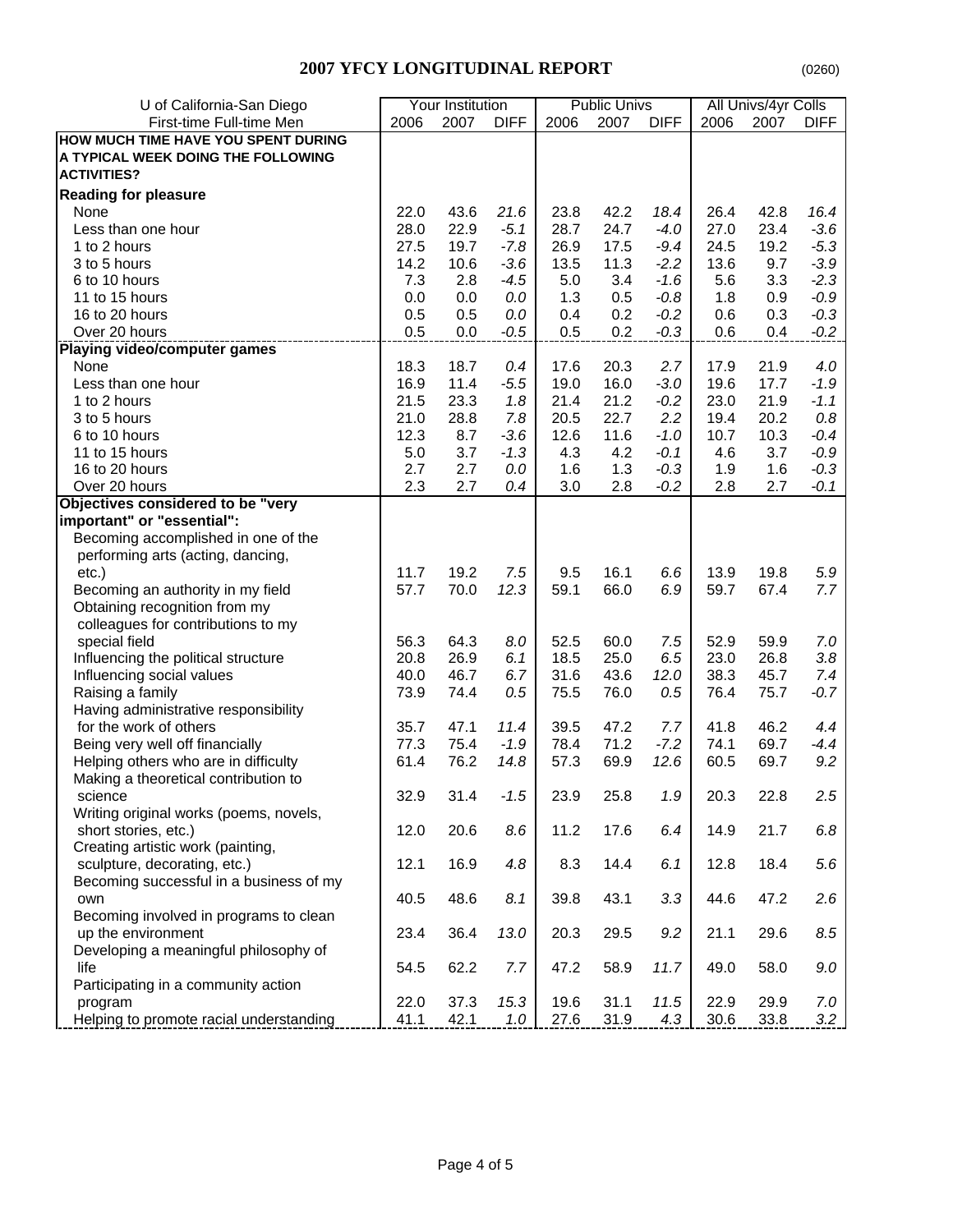## 2007 YFCY LONGITUDINAL REPORT

(0260)

| U of California-San Diego | Your Institution | | | Public Univs | | | All Univs/4yr Colls | | |
|---|---|---|---|---|---|---|---|---|---|
| First-time Full-time Men | 2006 | 2007 | DIFF | 2006 | 2007 | DIFF | 2006 | 2007 | DIFF |
| **HOW MUCH TIME HAVE YOU SPENT DURING A TYPICAL WEEK DOING THE FOLLOWING ACTIVITIES?** | | | | | | | | | |
| **Reading for pleasure** | | | | | | | | | |
| None | 22.0 | 43.6 | *21.6* | 23.8 | 42.2 | *18.4* | 26.4 | 42.8 | *16.4* |
| Less than one hour | 28.0 | 22.9 | *-5.1* | 28.7 | 24.7 | *-4.0* | 27.0 | 23.4 | *-3.6* |
| 1 to 2 hours | 27.5 | 19.7 | *-7.8* | 26.9 | 17.5 | *-9.4* | 24.5 | 19.2 | *-5.3* |
| 3 to 5 hours | 14.2 | 10.6 | *-3.6* | 13.5 | 11.3 | *-2.2* | 13.6 | 9.7 | *-3.9* |
| 6 to 10 hours | 7.3 | 2.8 | *-4.5* | 5.0 | 3.4 | *-1.6* | 5.6 | 3.3 | *-2.3* |
| 11 to 15 hours | 0.0 | 0.0 | *0.0* | 1.3 | 0.5 | *-0.8* | 1.8 | 0.9 | *-0.9* |
| 16 to 20 hours | 0.5 | 0.5 | *0.0* | 0.4 | 0.2 | *-0.2* | 0.6 | 0.3 | *-0.3* |
| Over 20 hours | 0.5 | 0.0 | *-0.5* | 0.5 | 0.2 | *-0.3* | 0.6 | 0.4 | *-0.2* |
| **Playing video/computer games** | | | | | | | | | |
| None | 18.3 | 18.7 | *0.4* | 17.6 | 20.3 | *2.7* | 17.9 | 21.9 | *4.0* |
| Less than one hour | 16.9 | 11.4 | *-5.5* | 19.0 | 16.0 | *-3.0* | 19.6 | 17.7 | *-1.9* |
| 1 to 2 hours | 21.5 | 23.3 | *1.8* | 21.4 | 21.2 | *-0.2* | 23.0 | 21.9 | *-1.1* |
| 3 to 5 hours | 21.0 | 28.8 | *7.8* | 20.5 | 22.7 | *2.2* | 19.4 | 20.2 | *0.8* |
| 6 to 10 hours | 12.3 | 8.7 | *-3.6* | 12.6 | 11.6 | *-1.0* | 10.7 | 10.3 | *-0.4* |
| 11 to 15 hours | 5.0 | 3.7 | *-1.3* | 4.3 | 4.2 | *-0.1* | 4.6 | 3.7 | *-0.9* |
| 16 to 20 hours | 2.7 | 2.7 | *0.0* | 1.6 | 1.3 | *-0.3* | 1.9 | 1.6 | *-0.3* |
| Over 20 hours | 2.3 | 2.7 | *0.4* | 3.0 | 2.8 | *-0.2* | 2.8 | 2.7 | *-0.1* |
| **Objectives considered to be "very important" or "essential":** | | | | | | | | | |
| Becoming accomplished in one of the performing arts (acting, dancing, etc.) | 11.7 | 19.2 | *7.5* | 9.5 | 16.1 | *6.6* | 13.9 | 19.8 | *5.9* |
| Becoming an authority in my field | 57.7 | 70.0 | *12.3* | 59.1 | 66.0 | *6.9* | 59.7 | 67.4 | *7.7* |
| Obtaining recognition from my colleagues for contributions to my special field | 56.3 | 64.3 | *8.0* | 52.5 | 60.0 | *7.5* | 52.9 | 59.9 | *7.0* |
| Influencing the political structure | 20.8 | 26.9 | *6.1* | 18.5 | 25.0 | *6.5* | 23.0 | 26.8 | *3.8* |
| Influencing social values | 40.0 | 46.7 | *6.7* | 31.6 | 43.6 | *12.0* | 38.3 | 45.7 | *7.4* |
| Raising a family | 73.9 | 74.4 | *0.5* | 75.5 | 76.0 | *0.5* | 76.4 | 75.7 | *-0.7* |
| Having administrative responsibility for the work of others | 35.7 | 47.1 | *11.4* | 39.5 | 47.2 | *7.7* | 41.8 | 46.2 | *4.4* |
| Being very well off financially | 77.3 | 75.4 | *-1.9* | 78.4 | 71.2 | *-7.2* | 74.1 | 69.7 | *-4.4* |
| Helping others who are in difficulty | 61.4 | 76.2 | *14.8* | 57.3 | 69.9 | *12.6* | 60.5 | 69.7 | *9.2* |
| Making a theoretical contribution to science | 32.9 | 31.4 | *-1.5* | 23.9 | 25.8 | *1.9* | 20.3 | 22.8 | *2.5* |
| Writing original works (poems, novels, short stories, etc.) | 12.0 | 20.6 | *8.6* | 11.2 | 17.6 | *6.4* | 14.9 | 21.7 | *6.8* |
| Creating artistic work (painting, sculpture, decorating, etc.) | 12.1 | 16.9 | *4.8* | 8.3 | 14.4 | *6.1* | 12.8 | 18.4 | *5.6* |
| Becoming successful in a business of my own | 40.5 | 48.6 | *8.1* | 39.8 | 43.1 | *3.3* | 44.6 | 47.2 | *2.6* |
| Becoming involved in programs to clean up the environment | 23.4 | 36.4 | *13.0* | 20.3 | 29.5 | *9.2* | 21.1 | 29.6 | *8.5* |
| Developing a meaningful philosophy of life | 54.5 | 62.2 | *7.7* | 47.2 | 58.9 | *11.7* | 49.0 | 58.0 | *9.0* |
| Participating in a community action program | 22.0 | 37.3 | *15.3* | 19.6 | 31.1 | *11.5* | 22.9 | 29.9 | *7.0* |
| Helping to promote racial understanding | 41.1 | 42.1 | *1.0* | 27.6 | 31.9 | *4.3* | 30.6 | 33.8 | *3.2* |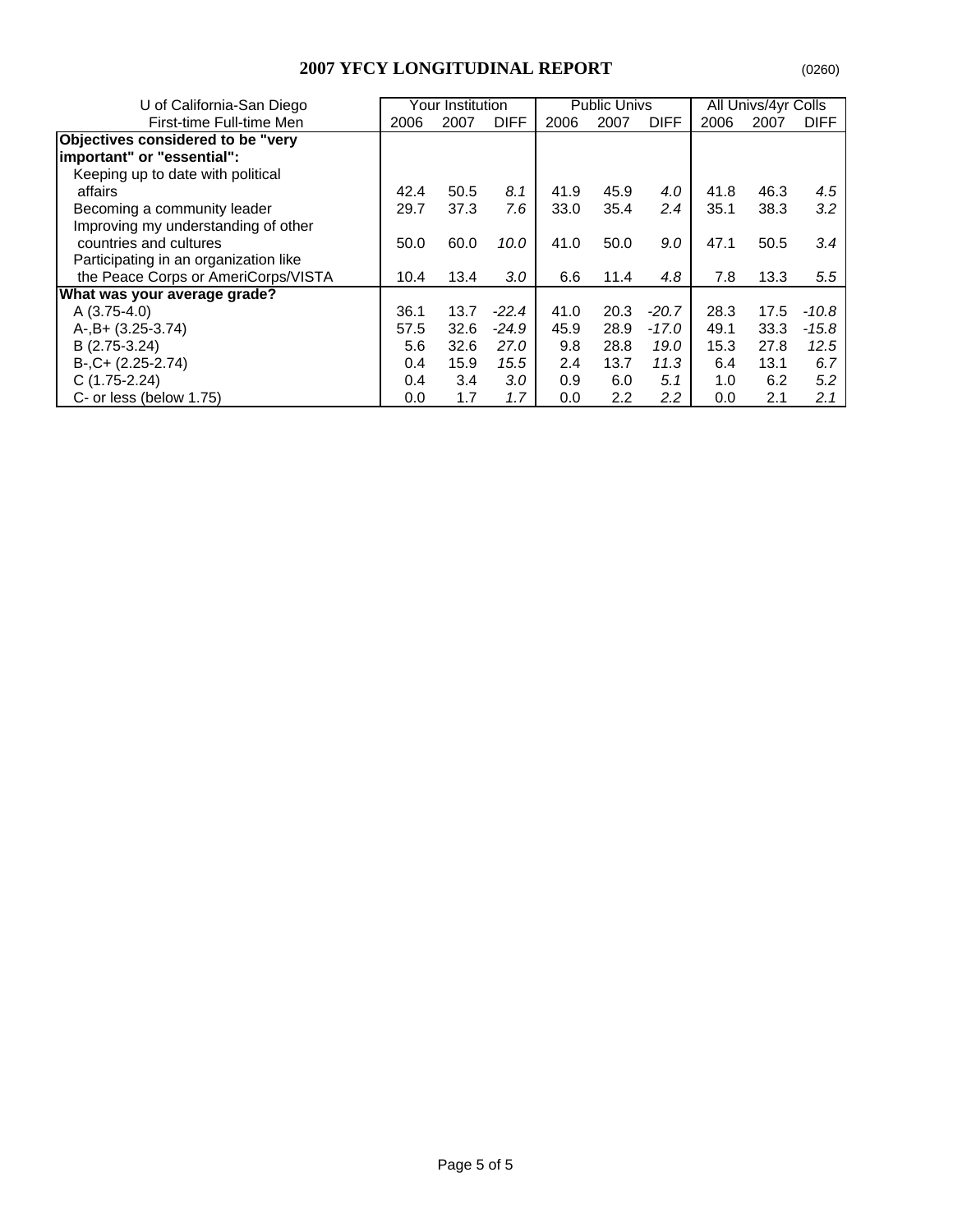**2007 YFCY LONGITUDINAL REPORT** (0260)

| U of California-San Diego | Your Institution | | | Public Univs | | | All Univs/4yr Colls | | |
|---|---|---|---|---|---|---|---|---|---|
| First-time Full-time Men | 2006 | 2007 | DIFF | 2006 | 2007 | DIFF | 2006 | 2007 | DIFF |
| **Objectives considered to be "very important" or "essential":** | | | | | | | | | |
| Keeping up to date with political affairs | 42.4 | 50.5 | *8.1* | 41.9 | 45.9 | *4.0* | 41.8 | 46.3 | *4.5* |
| Becoming a community leader | 29.7 | 37.3 | *7.6* | 33.0 | 35.4 | *2.4* | 35.1 | 38.3 | *3.2* |
| Improving my understanding of other countries and cultures | 50.0 | 60.0 | *10.0* | 41.0 | 50.0 | *9.0* | 47.1 | 50.5 | *3.4* |
| Participating in an organization like the Peace Corps or AmeriCorps/VISTA | 10.4 | 13.4 | *3.0* | 6.6 | 11.4 | *4.8* | 7.8 | 13.3 | *5.5* |
| **What was your average grade?** | | | | | | | | | |
| A (3.75-4.0) | 36.1 | 13.7 | *-22.4* | 41.0 | 20.3 | *-20.7* | 28.3 | 17.5 | *-10.8* |
| A-,B+ (3.25-3.74) | 57.5 | 32.6 | *-24.9* | 45.9 | 28.9 | *-17.0* | 49.1 | 33.3 | *-15.8* |
| B (2.75-3.24) | 5.6 | 32.6 | *27.0* | 9.8 | 28.8 | *19.0* | 15.3 | 27.8 | *12.5* |
| B-,C+ (2.25-2.74) | 0.4 | 15.9 | *15.5* | 2.4 | 13.7 | *11.3* | 6.4 | 13.1 | *6.7* |
| C (1.75-2.24) | 0.4 | 3.4 | *3.0* | 0.9 | 6.0 | *5.1* | 1.0 | 6.2 | *5.2* |
| C- or less (below 1.75) | 0.0 | 1.7 | *1.7* | 0.0 | 2.2 | *2.2* | 0.0 | 2.1 | *2.1* |